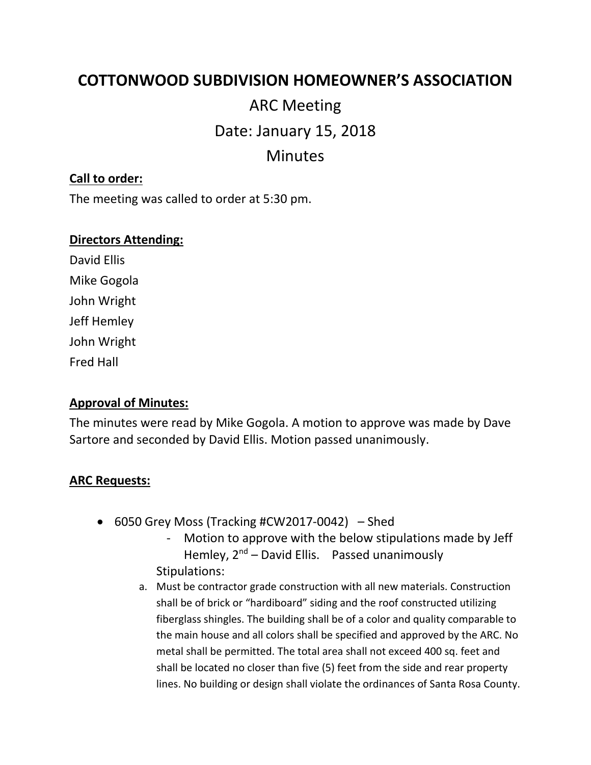# COTTONWOOD SUBDIVISION HOMEOWNER'S ASSOCIATION

## ARC Meeting

## Date: January 15, 2018

## Minutes

**Call to order:**

The meeting was called to order at 5:30 pm.

**Directors Attending:**

David Ellis
Mike Gogola
John Wright
Jeff Hemley
John Wright
Fred Hall

**Approval of Minutes:**

The minutes were read by Mike Gogola. A motion to approve was made by Dave Sartore and seconded by David Ellis. Motion passed unanimously.

**ARC Requests:**

- 6050 Grey Moss (Tracking #CW2017-0042) – Shed
  - Motion to approve with the below stipulations made by Jeff Hemley, 2nd – David Ellis. Passed unanimously

  Stipulations:

  a. Must be contractor grade construction with all new materials. Construction shall be of brick or "hardiboard" siding and the roof constructed utilizing fiberglass shingles. The building shall be of a color and quality comparable to the main house and all colors shall be specified and approved by the ARC. No metal shall be permitted. The total area shall not exceed 400 sq. feet and shall be located no closer than five (5) feet from the side and rear property lines. No building or design shall violate the ordinances of Santa Rosa County.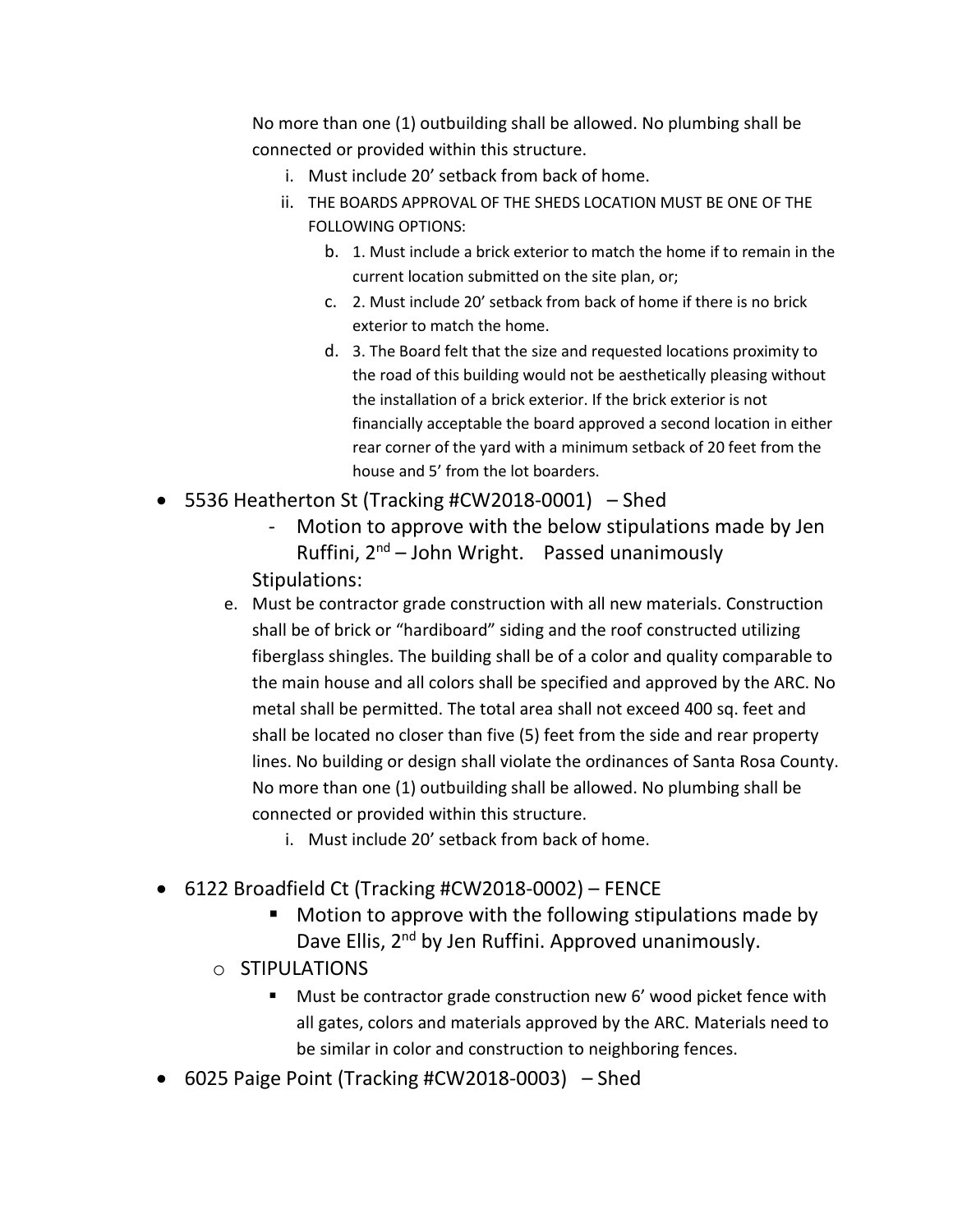No more than one (1) outbuilding shall be allowed. No plumbing shall be connected or provided within this structure.

   i. Must include 20' setback from back of home.
   ii. THE BOARDS APPROVAL OF THE SHEDS LOCATION MUST BE ONE OF THE FOLLOWING OPTIONS:
      b. 1. Must include a brick exterior to match the home if to remain in the current location submitted on the site plan, or;
      c. 2. Must include 20' setback from back of home if there is no brick exterior to match the home.
      d. 3. The Board felt that the size and requested locations proximity to the road of this building would not be aesthetically pleasing without the installation of a brick exterior. If the brick exterior is not financially acceptable the board approved a second location in either rear corner of the yard with a minimum setback of 20 feet from the house and 5' from the lot boarders.

- 5536 Heatherton St (Tracking #CW2018-0001) – Shed
  - Motion to approve with the below stipulations made by Jen Ruffini, 2nd – John Wright. Passed unanimously

  Stipulations:

  e. Must be contractor grade construction with all new materials. Construction shall be of brick or "hardiboard" siding and the roof constructed utilizing fiberglass shingles. The building shall be of a color and quality comparable to the main house and all colors shall be specified and approved by the ARC. No metal shall be permitted. The total area shall not exceed 400 sq. feet and shall be located no closer than five (5) feet from the side and rear property lines. No building or design shall violate the ordinances of Santa Rosa County. No more than one (1) outbuilding shall be allowed. No plumbing shall be connected or provided within this structure.
     i. Must include 20' setback from back of home.

- 6122 Broadfield Ct (Tracking #CW2018-0002) – FENCE
  - Motion to approve with the following stipulations made by Dave Ellis, 2nd by Jen Ruffini. Approved unanimously.
  - STIPULATIONS
    - Must be contractor grade construction new 6' wood picket fence with all gates, colors and materials approved by the ARC. Materials need to be similar in color and construction to neighboring fences.
- 6025 Paige Point (Tracking #CW2018-0003) – Shed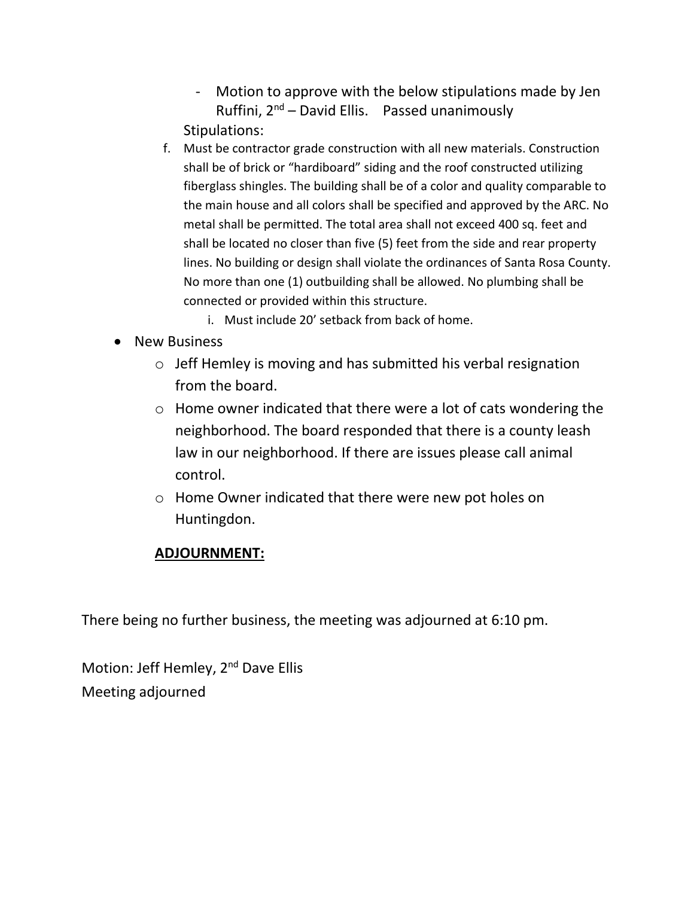- Motion to approve with the below stipulations made by Jen Ruffini, 2nd – David Ellis.    Passed unanimously

  Stipulations:

  f. Must be contractor grade construction with all new materials. Construction shall be of brick or "hardiboard" siding and the roof constructed utilizing fiberglass shingles. The building shall be of a color and quality comparable to the main house and all colors shall be specified and approved by the ARC. No metal shall be permitted. The total area shall not exceed 400 sq. feet and shall be located no closer than five (5) feet from the side and rear property lines. No building or design shall violate the ordinances of Santa Rosa County. No more than one (1) outbuilding shall be allowed. No plumbing shall be connected or provided within this structure.
     i. Must include 20' setback from back of home.

- New Business
  - Jeff Hemley is moving and has submitted his verbal resignation from the board.
  - Home owner indicated that there were a lot of cats wondering the neighborhood. The board responded that there is a county leash law in our neighborhood. If there are issues please call animal control.
  - Home Owner indicated that there were new pot holes on Huntingdon.

**ADJOURNMENT:**

There being no further business, the meeting was adjourned at 6:10 pm.

Motion: Jeff Hemley, 2nd Dave Ellis
Meeting adjourned